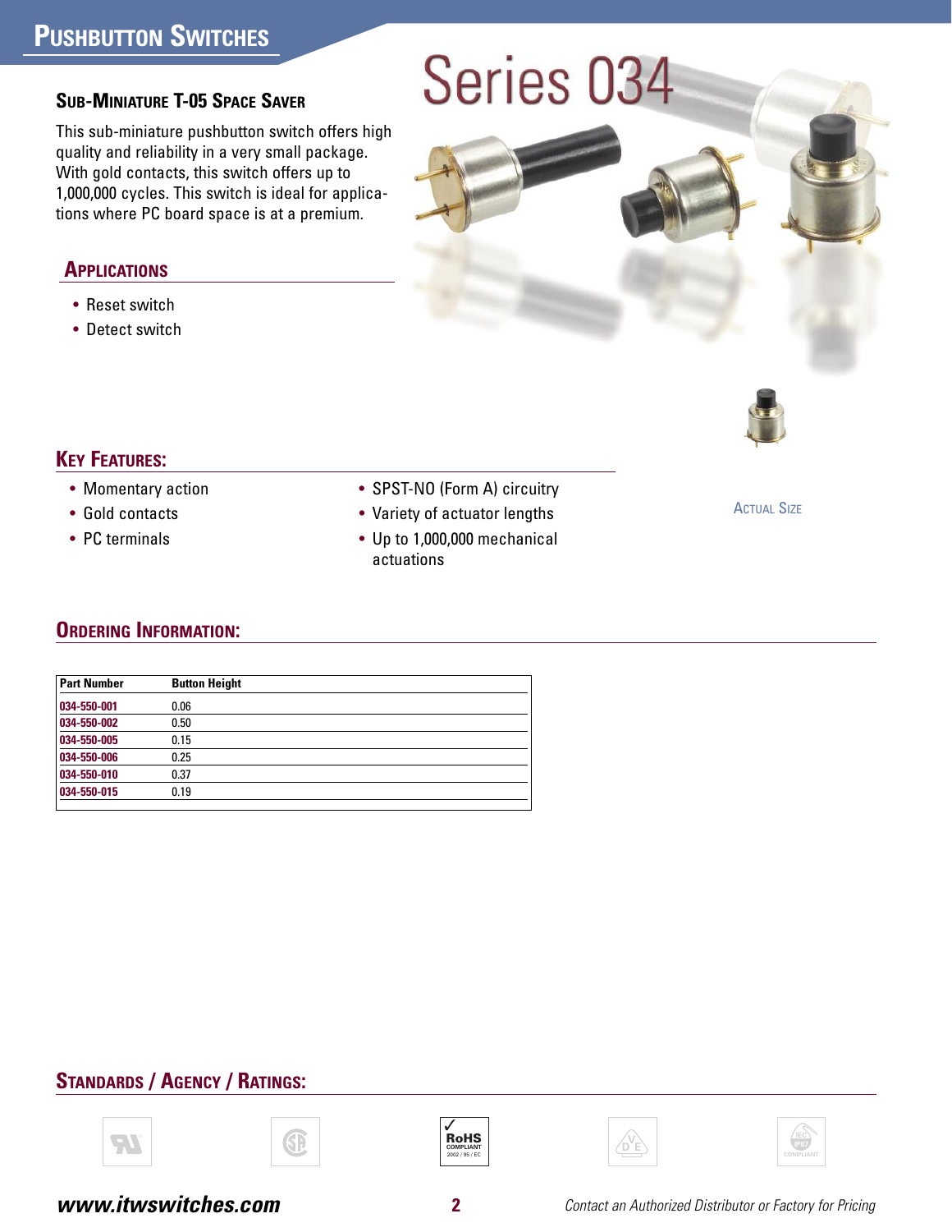# Pushbutton Switches

# Series 034

## Sub-Miniature T-05 Space Saver

This sub-miniature pushbutton switch offers high quality and reliability in a very small package. With gold contacts, this switch offers up to 1,000,000 cycles. This switch is ideal for applications where PC board space is at a premium.

## Applications

- Reset switch
- Detect switch

Actual Size

## Key Features:

- Momentary action
- Gold contacts
- PC terminals
- SPST-NO (Form A) circuitry
- Variety of actuator lengths
- Up to 1,000,000 mechanical actuations

## Ordering Information:

| Part Number | Button Height |
|---|---|
| 034-550-001 | 0.06 |
| 034-550-002 | 0.50 |
| 034-550-005 | 0.15 |
| 034-550-006 | 0.25 |
| 034-550-010 | 0.37 |
| 034-550-015 | 0.19 |

## Standards / Agency / Ratings:

RoHS COMPLIANT 2002 / 95 / EC

IEC IP67 COMPLIANT

**www.itwswitches.com**

*Contact an Authorized Distributor or Factory for Pricing*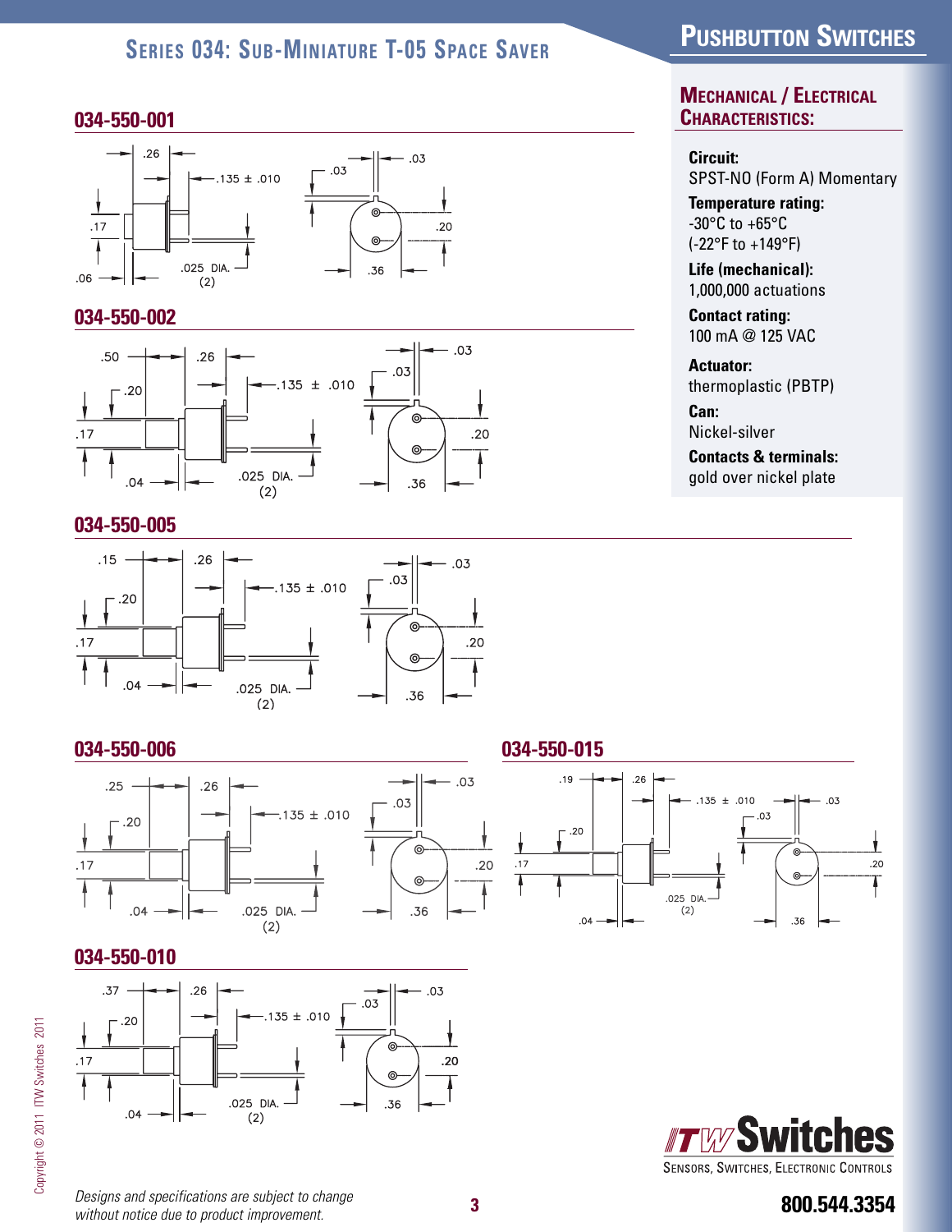# Series 034: Sub-Miniature T-05 Space Saver

## Pushbutton Switches

### 034-550-001

.26 .135 ± .010 .03 .03 .17 .20 .06 .025 DIA. (2) .36

### 034-550-002

.50 .26 .20 .135 ± .010 .03 .03 .17 .20 .04 .025 DIA. (2) .36

### 034-550-005

.15 .26 .20 .135 ± .010 .03 .03 .17 .20 .04 .025 DIA. (2) .36

### 034-550-006

.25 .26 .20 .135 ± .010 .03 .03 .17 .20 .04 .025 DIA. (2) .36

### 034-550-015

.19 .26 .135 ± .010 .03 .03 .20 .17 .20 .025 DIA. (2) .04 .36

### 034-550-010

.37 .26 .20 .135 ± .010 .03 .03 .17 .20 .04 .025 DIA. (2) .36

## Mechanical / Electrical Characteristics:

**Circuit:**
SPST-NO (Form A) Momentary

**Temperature rating:**
-30°C to +65°C
(-22°F to +149°F)

**Life (mechanical):**
1,000,000 actuations

**Contact rating:**
100 mA @ 125 VAC

**Actuator:**
thermoplastic (PBTP)

**Can:**
Nickel-silver

**Contacts & terminals:**
gold over nickel plate

Copyright © 2011 ITW Switches 2011

*Designs and specifications are subject to change without notice due to product improvement.*

ITW Switches
Sensors, Switches, Electronic Controls

800.544.3354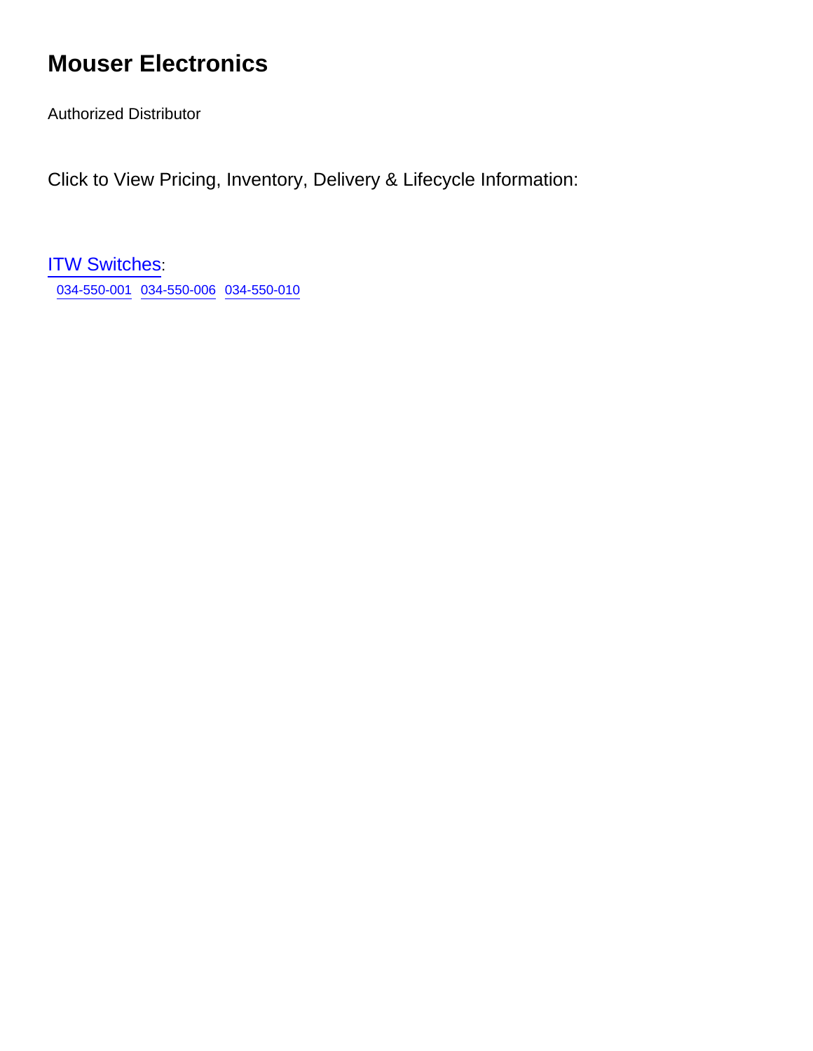# Mouser Electronics

Authorized Distributor

Click to View Pricing, Inventory, Delivery & Lifecycle Information:

ITW Switches:

034-550-001 034-550-006 034-550-010